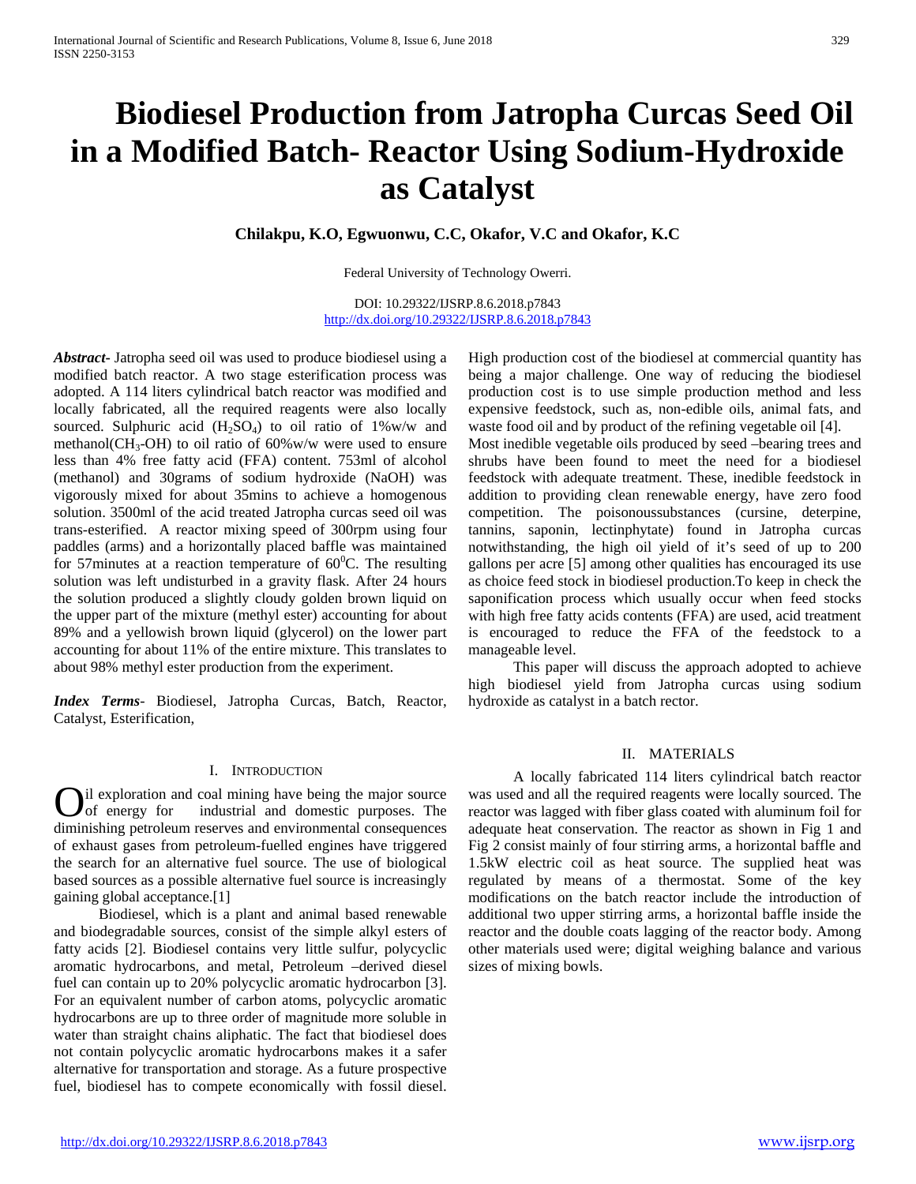# Biodiesel Production from Jatropha Curcas Seed Oil in a Modified Batch- Reactor Using Sodium-Hydroxide as Catalyst

**Chilakpu, K.O, Egwuonwu, C.C, Okafor, V.C and Okafor, K.C**

Federal University of Technology Owerri.

DOI: 10.29322/IJSRP.8.6.2018.p7843
http://dx.doi.org/10.29322/IJSRP.8.6.2018.p7843

***Abstract***- Jatropha seed oil was used to produce biodiesel using a modified batch reactor. A two stage esterification process was adopted. A 114 liters cylindrical batch reactor was modified and locally fabricated, all the required reagents were also locally sourced. Sulphuric acid ($H_2SO_4$) to oil ratio of 1%w/w and methanol($CH_3$-OH) to oil ratio of 60%w/w were used to ensure less than 4% free fatty acid (FFA) content. 753ml of alcohol (methanol) and 30grams of sodium hydroxide (NaOH) was vigorously mixed for about 35mins to achieve a homogenous solution. 3500ml of the acid treated Jatropha curcas seed oil was trans-esterified. A reactor mixing speed of 300rpm using four paddles (arms) and a horizontally placed baffle was maintained for 57minutes at a reaction temperature of $60^0$C. The resulting solution was left undisturbed in a gravity flask. After 24 hours the solution produced a slightly cloudy golden brown liquid on the upper part of the mixture (methyl ester) accounting for about 89% and a yellowish brown liquid (glycerol) on the lower part accounting for about 11% of the entire mixture. This translates to about 98% methyl ester production from the experiment.

***Index Terms***- Biodiesel, Jatropha Curcas, Batch, Reactor, Catalyst, Esterification,

## I. Introduction

Oil exploration and coal mining have being the major source of energy for industrial and domestic purposes. The diminishing petroleum reserves and environmental consequences of exhaust gases from petroleum-fuelled engines have triggered the search for an alternative fuel source. The use of biological based sources as a possible alternative fuel source is increasingly gaining global acceptance.[1]

Biodiesel, which is a plant and animal based renewable and biodegradable sources, consist of the simple alkyl esters of fatty acids [2]. Biodiesel contains very little sulfur, polycyclic aromatic hydrocarbons, and metal, Petroleum –derived diesel fuel can contain up to 20% polycyclic aromatic hydrocarbon [3]. For an equivalent number of carbon atoms, polycyclic aromatic hydrocarbons are up to three order of magnitude more soluble in water than straight chains aliphatic. The fact that biodiesel does not contain polycyclic aromatic hydrocarbons makes it a safer alternative for transportation and storage. As a future prospective fuel, biodiesel has to compete economically with fossil diesel. High production cost of the biodiesel at commercial quantity has being a major challenge. One way of reducing the biodiesel production cost is to use simple production method and less expensive feedstock, such as, non-edible oils, animal fats, and waste food oil and by product of the refining vegetable oil [4].

Most inedible vegetable oils produced by seed –bearing trees and shrubs have been found to meet the need for a biodiesel feedstock with adequate treatment. These, inedible feedstock in addition to providing clean renewable energy, have zero food competition. The poisonoussubstances (cursine, deterpine, tannins, saponin, lectinphytate) found in Jatropha curcas notwithstanding, the high oil yield of it's seed of up to 200 gallons per acre [5] among other qualities has encouraged its use as choice feed stock in biodiesel production.To keep in check the saponification process which usually occur when feed stocks with high free fatty acids contents (FFA) are used, acid treatment is encouraged to reduce the FFA of the feedstock to a manageable level.

This paper will discuss the approach adopted to achieve high biodiesel yield from Jatropha curcas using sodium hydroxide as catalyst in a batch rector.

## II. Materials

A locally fabricated 114 liters cylindrical batch reactor was used and all the required reagents were locally sourced. The reactor was lagged with fiber glass coated with aluminum foil for adequate heat conservation. The reactor as shown in Fig 1 and Fig 2 consist mainly of four stirring arms, a horizontal baffle and 1.5kW electric coil as heat source. The supplied heat was regulated by means of a thermostat. Some of the key modifications on the batch reactor include the introduction of additional two upper stirring arms, a horizontal baffle inside the reactor and the double coats lagging of the reactor body. Among other materials used were; digital weighing balance and various sizes of mixing bowls.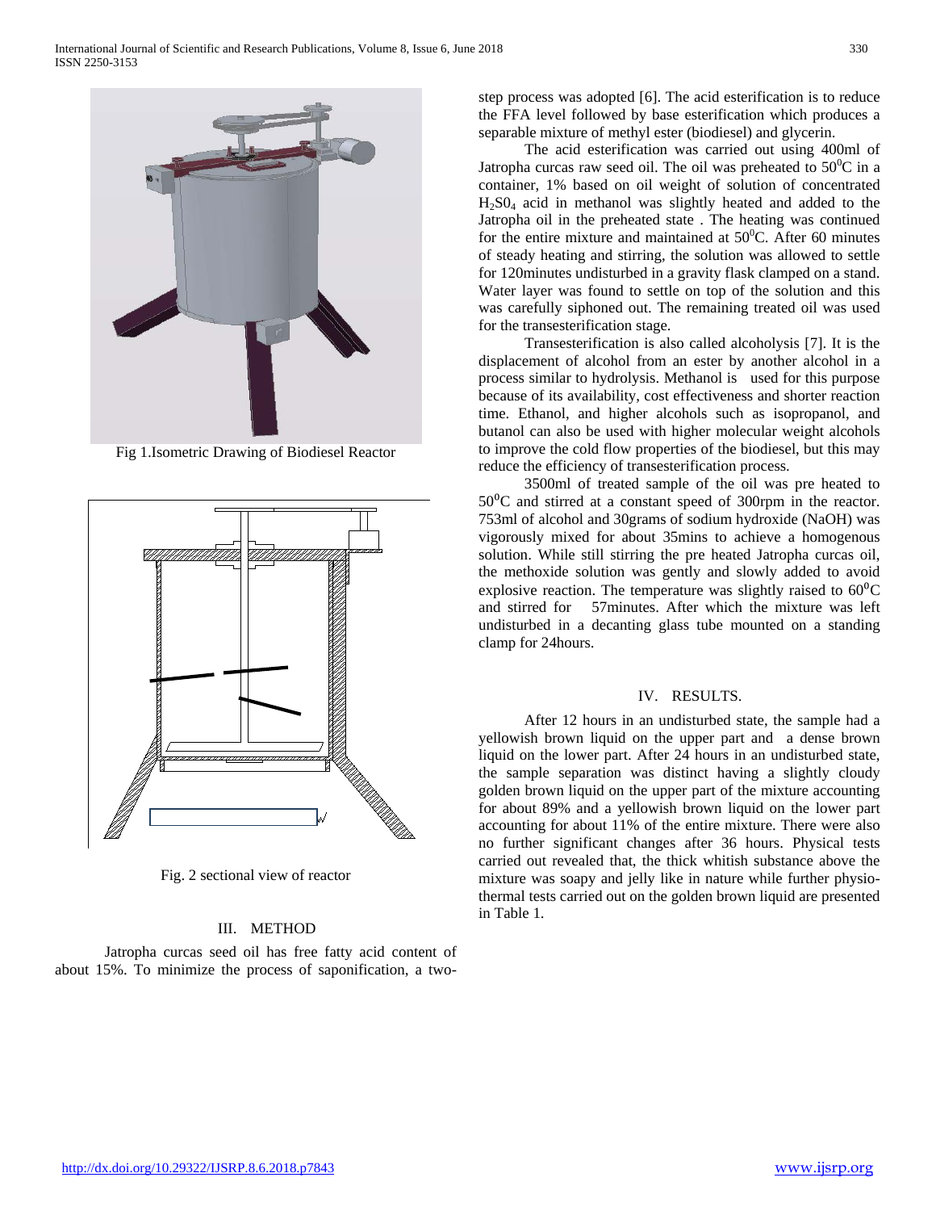Fig 1.Isometric Drawing of Biodiesel Reactor

Fig. 2 sectional view of reactor

## III. METHOD

Jatropha curcas seed oil has free fatty acid content of about 15%. To minimize the process of saponification, a two-step process was adopted [6]. The acid esterification is to reduce the FFA level followed by base esterification which produces a separable mixture of methyl ester (biodiesel) and glycerin.

The acid esterification was carried out using 400ml of Jatropha curcas raw seed oil. The oil was preheated to $50^0$C in a container, 1% based on oil weight of solution of concentrated $H_2S0_4$ acid in methanol was slightly heated and added to the Jatropha oil in the preheated state . The heating was continued for the entire mixture and maintained at $50^0$C. After 60 minutes of steady heating and stirring, the solution was allowed to settle for 120minutes undisturbed in a gravity flask clamped on a stand. Water layer was found to settle on top of the solution and this was carefully siphoned out. The remaining treated oil was used for the transesterification stage.

Transesterification is also called alcoholysis [7]. It is the displacement of alcohol from an ester by another alcohol in a process similar to hydrolysis. Methanol is used for this purpose because of its availability, cost effectiveness and shorter reaction time. Ethanol, and higher alcohols such as isopropanol, and butanol can also be used with higher molecular weight alcohols to improve the cold flow properties of the biodiesel, but this may reduce the efficiency of transesterification process.

3500ml of treated sample of the oil was pre heated to $50^0$C and stirred at a constant speed of 300rpm in the reactor. 753ml of alcohol and 30grams of sodium hydroxide (NaOH) was vigorously mixed for about 35mins to achieve a homogenous solution. While still stirring the pre heated Jatropha curcas oil, the methoxide solution was gently and slowly added to avoid explosive reaction. The temperature was slightly raised to $60^0$C and stirred for 57minutes. After which the mixture was left undisturbed in a decanting glass tube mounted on a standing clamp for 24hours.

## IV. RESULTS.

After 12 hours in an undisturbed state, the sample had a yellowish brown liquid on the upper part and a dense brown liquid on the lower part. After 24 hours in an undisturbed state, the sample separation was distinct having a slightly cloudy golden brown liquid on the upper part of the mixture accounting for about 89% and a yellowish brown liquid on the lower part accounting for about 11% of the entire mixture. There were also no further significant changes after 36 hours. Physical tests carried out revealed that, the thick whitish substance above the mixture was soapy and jelly like in nature while further physio-thermal tests carried out on the golden brown liquid are presented in Table 1.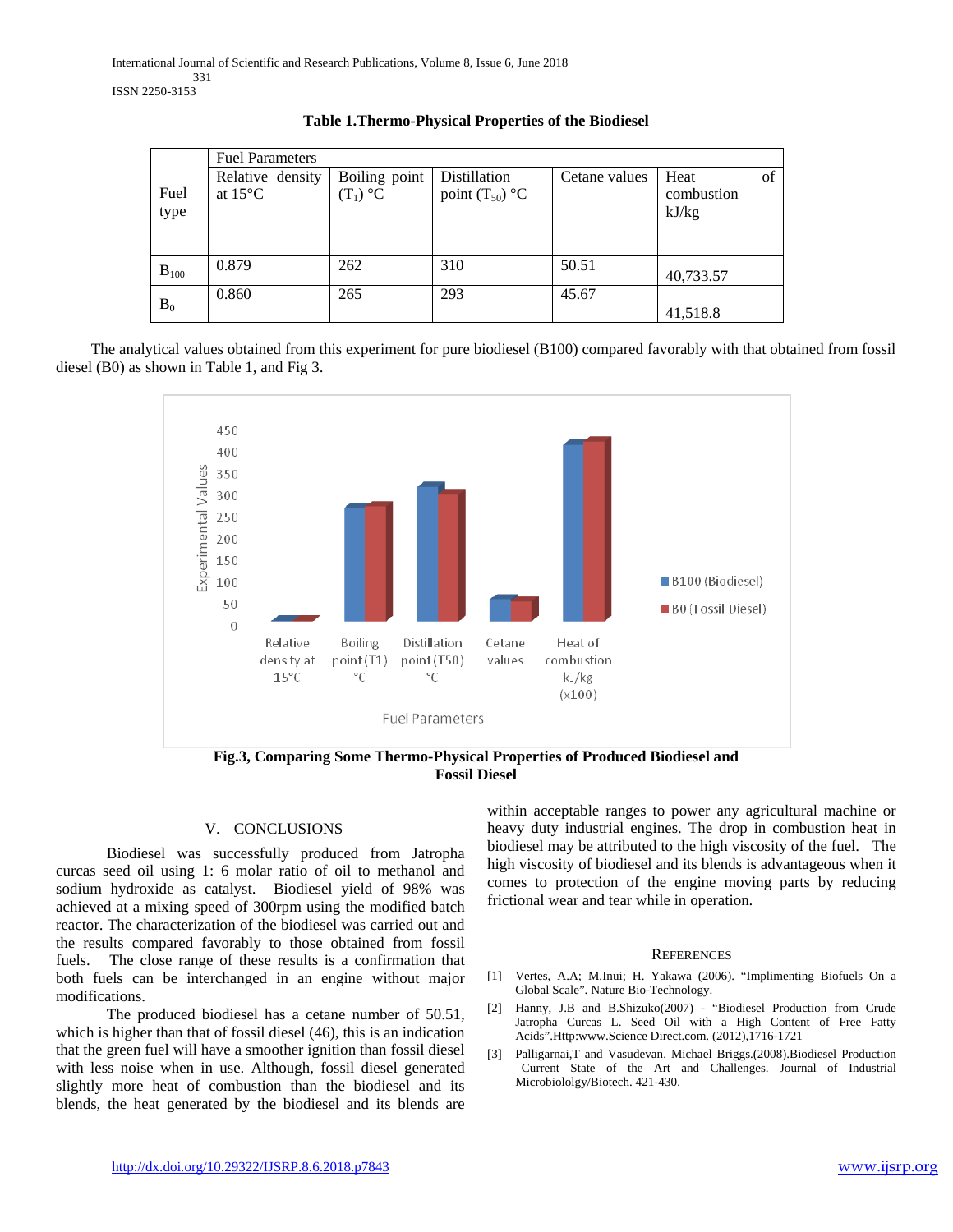**Table 1.Thermo-Physical Properties of the Biodiesel**

| Fuel type | Fuel Parameters | | | | |
|---|---|---|---|---|---|
| | Relative density at 15°C | Boiling point ($T_1$) °C | Distillation point ($T_{50}$) °C | Cetane values | Heat of combustion kJ/kg |
| $B_{100}$ | 0.879 | 262 | 310 | 50.51 | 40,733.57 |
| $B_0$ | 0.860 | 265 | 293 | 45.67 | 41,518.8 |

The analytical values obtained from this experiment for pure biodiesel (B100) compared favorably with that obtained from fossil diesel (B0) as shown in Table 1, and Fig 3.

**Fig.3, Comparing Some Thermo-Physical Properties of Produced Biodiesel and Fossil Diesel**

## V. CONCLUSIONS

Biodiesel was successfully produced from Jatropha curcas seed oil using 1: 6 molar ratio of oil to methanol and sodium hydroxide as catalyst. Biodiesel yield of 98% was achieved at a mixing speed of 300rpm using the modified batch reactor. The characterization of the biodiesel was carried out and the results compared favorably to those obtained from fossil fuels. The close range of these results is a confirmation that both fuels can be interchanged in an engine without major modifications.

The produced biodiesel has a cetane number of 50.51, which is higher than that of fossil diesel (46), this is an indication that the green fuel will have a smoother ignition than fossil diesel with less noise when in use. Although, fossil diesel generated slightly more heat of combustion than the biodiesel and its blends, the heat generated by the biodiesel and its blends are within acceptable ranges to power any agricultural machine or heavy duty industrial engines. The drop in combustion heat in biodiesel may be attributed to the high viscosity of the fuel. The high viscosity of biodiesel and its blends is advantageous when it comes to protection of the engine moving parts by reducing frictional wear and tear while in operation.

## REFERENCES

[1] Vertes, A.A; M.Inui; H. Yakawa (2006). "Implimenting Biofuels On a Global Scale". Nature Bio-Technology.

[2] Hanny, J.B and B.Shizuko(2007) - "Biodiesel Production from Crude Jatropha Curcas L. Seed Oil with a High Content of Free Fatty Acids".Http:www.Science Direct.com. (2012),1716-1721

[3] Palligarnai,T and Vasudevan. Michael Briggs.(2008).Biodiesel Production –Current State of the Art and Challenges. Journal of Industrial Microbiololgy/Biotech. 421-430.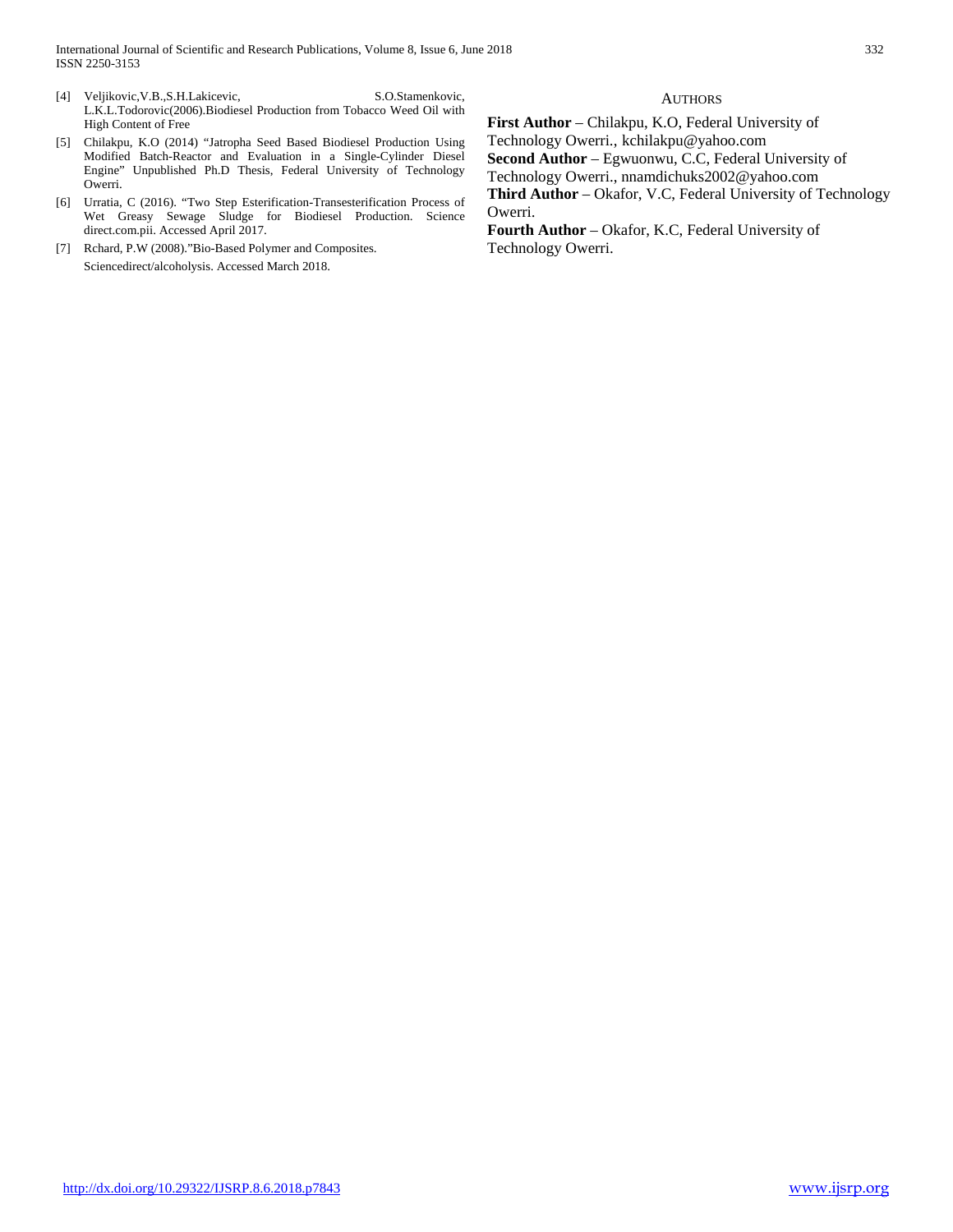[4] Veljikovic,V.B.,S.H.Lakicevic, S.O.Stamenkovic, L.K.L.Todorovic(2006).Biodiesel Production from Tobacco Weed Oil with High Content of Free

[5] Chilakpu, K.O (2014) "Jatropha Seed Based Biodiesel Production Using Modified Batch-Reactor and Evaluation in a Single-Cylinder Diesel Engine" Unpublished Ph.D Thesis, Federal University of Technology Owerri.

[6] Urratia, C (2016). "Two Step Esterification-Transesterification Process of Wet Greasy Sewage Sludge for Biodiesel Production. Science direct.com.pii. Accessed April 2017.

[7] Rchard, P.W (2008)."Bio-Based Polymer and Composites. Sciencedirect/alcoholysis. Accessed March 2018.

## AUTHORS

**First Author** – Chilakpu, K.O, Federal University of Technology Owerri., kchilakpu@yahoo.com

**Second Author** – Egwuonwu, C.C, Federal University of Technology Owerri., nnamdichuks2002@yahoo.com

**Third Author** – Okafor, V.C, Federal University of Technology Owerri.

**Fourth Author** – Okafor, K.C, Federal University of Technology Owerri.